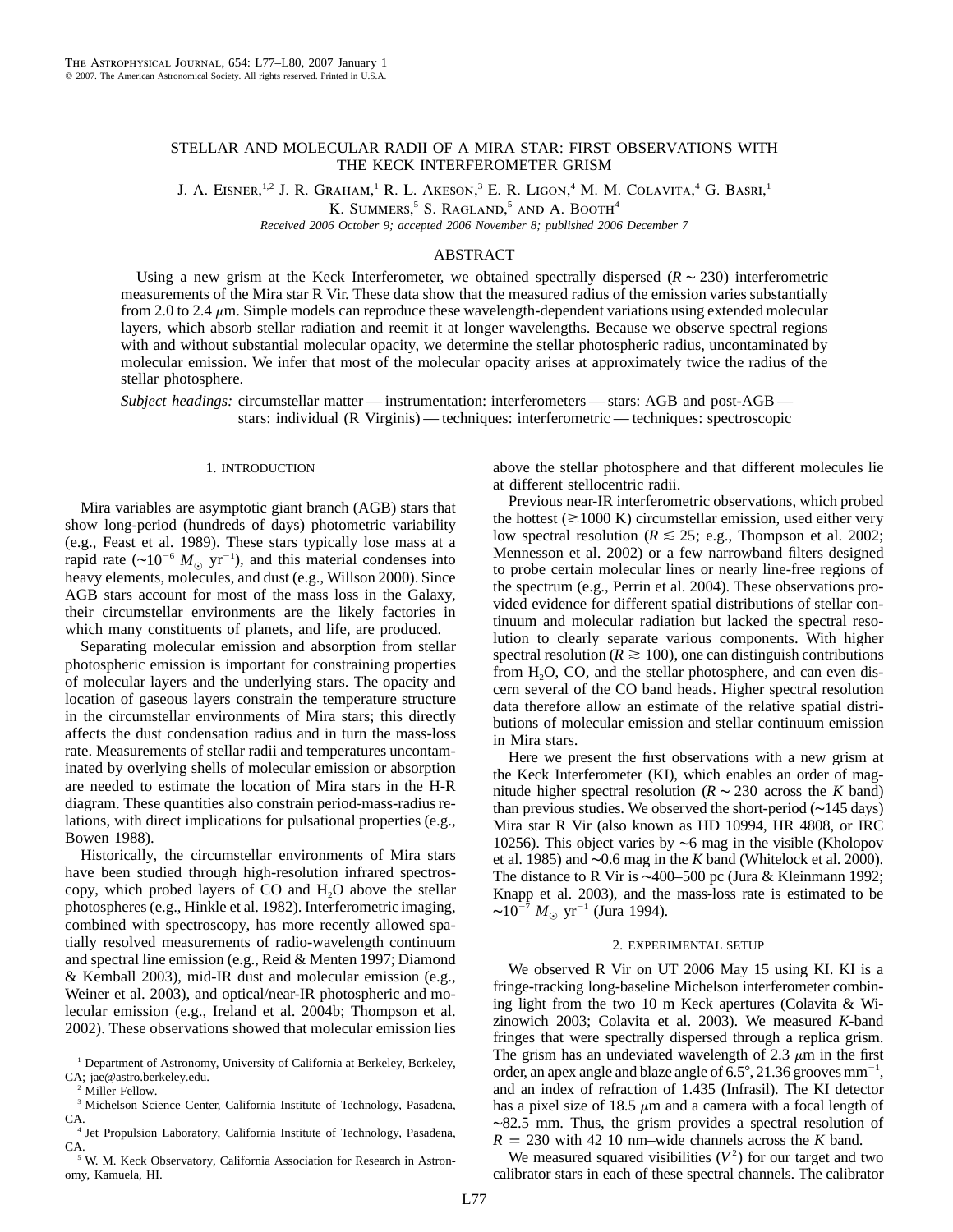# STELLAR AND MOLECULAR RADII OF A MIRA STAR: FIRST OBSERVATIONS WITH THE KECK INTERFEROMETER GRISM

J. A. Eisner,[1,2] J. R. Graham,[1] R. L. Akeson,[3] E. R. Ligon,[4] M. M. Colavita,[4] G. Basri,[1] K. Summers,[5] S. Ragland,[5] and A. Booth[4]

*Received 2006 October 9; accepted 2006 November 8; published 2006 December 7*

## ABSTRACT

Using a new grism at the Keck Interferometer, we obtained spectrally dispersed ($R \sim 230$) interferometric measurements of the Mira star R Vir. These data show that the measured radius of the emission varies substantially from 2.0 to 2.4 $\mu$m. Simple models can reproduce these wavelength-dependent variations using extended molecular layers, which absorb stellar radiation and reemit it at longer wavelengths. Because we observe spectral regions with and without substantial molecular opacity, we determine the stellar photospheric radius, uncontaminated by molecular emission. We infer that most of the molecular opacity arises at approximately twice the radius of the stellar photosphere.

*Subject headings:* circumstellar matter — instrumentation: interferometers — stars: AGB and post-AGB — stars: individual (R Virginis) — techniques: interferometric — techniques: spectroscopic

## 1. INTRODUCTION

Mira variables are asymptotic giant branch (AGB) stars that show long-period (hundreds of days) photometric variability (e.g., Feast et al. 1989). These stars typically lose mass at a rapid rate ($\sim 10^{-6}\ M_\odot\ \mathrm{yr}^{-1}$), and this material condenses into heavy elements, molecules, and dust (e.g., Willson 2000). Since AGB stars account for most of the mass loss in the Galaxy, their circumstellar environments are the likely factories in which many constituents of planets, and life, are produced.

Separating molecular emission and absorption from stellar photospheric emission is important for constraining properties of molecular layers and the underlying stars. The opacity and location of gaseous layers constrain the temperature structure in the circumstellar environments of Mira stars; this directly affects the dust condensation radius and in turn the mass-loss rate. Measurements of stellar radii and temperatures uncontaminated by overlying shells of molecular emission or absorption are needed to estimate the location of Mira stars in the H-R diagram. These quantities also constrain period-mass-radius relations, with direct implications for pulsational properties (e.g., Bowen 1988).

Historically, the circumstellar environments of Mira stars have been studied through high-resolution infrared spectroscopy, which probed layers of CO and $H_2O$ above the stellar photospheres (e.g., Hinkle et al. 1982). Interferometric imaging, combined with spectroscopy, has more recently allowed spatially resolved measurements of radio-wavelength continuum and spectral line emission (e.g., Reid & Menten 1997; Diamond & Kemball 2003), mid-IR dust and molecular emission (e.g., Weiner et al. 2003), and optical/near-IR photospheric and molecular emission (e.g., Ireland et al. 2004b; Thompson et al. 2002). These observations showed that molecular emission lies above the stellar photosphere and that different molecules lie at different stellocentric radii.

Previous near-IR interferometric observations, which probed the hottest ($\gtrsim 1000$ K) circumstellar emission, used either very low spectral resolution ($R \lesssim 25$; e.g., Thompson et al. 2002; Mennesson et al. 2002) or a few narrowband filters designed to probe certain molecular lines or nearly line-free regions of the spectrum (e.g., Perrin et al. 2004). These observations provided evidence for different spatial distributions of stellar continuum and molecular radiation but lacked the spectral resolution to clearly separate various components. With higher spectral resolution ($R \gtrsim 100$), one can distinguish contributions from $H_2O$, CO, and the stellar photosphere, and can even discern several of the CO band heads. Higher spectral resolution data therefore allow an estimate of the relative spatial distributions of molecular emission and stellar continuum emission in Mira stars.

Here we present the first observations with a new grism at the Keck Interferometer (KI), which enables an order of magnitude higher spectral resolution ($R \sim 230$ across the $K$ band) than previous studies. We observed the short-period ($\sim 145$ days) Mira star R Vir (also known as HD 10994, HR 4808, or IRC 10256). This object varies by $\sim 6$ mag in the visible (Kholopov et al. 1985) and $\sim 0.6$ mag in the $K$ band (Whitelock et al. 2000). The distance to R Vir is $\sim 400$–$500$ pc (Jura & Kleinmann 1992; Knapp et al. 2003), and the mass-loss rate is estimated to be $\sim 10^{-7}\ M_\odot\ \mathrm{yr}^{-1}$ (Jura 1994).

## 2. EXPERIMENTAL SETUP

We observed R Vir on UT 2006 May 15 using KI. KI is a fringe-tracking long-baseline Michelson interferometer combining light from the two 10 m Keck apertures (Colavita & Wizinowich 2003; Colavita et al. 2003). We measured $K$-band fringes that were spectrally dispersed through a replica grism. The grism has an undeviated wavelength of 2.3 $\mu$m in the first order, an apex angle and blaze angle of 6.5°, 21.36 grooves mm$^{-1}$, and an index of refraction of 1.435 (Infrasil). The KI detector has a pixel size of 18.5 $\mu$m and a camera with a focal length of $\sim 82.5$ mm. Thus, the grism provides a spectral resolution of $R = 230$ with 42 10 nm–wide channels across the $K$ band.

We measured squared visibilities ($V^2$) for our target and two calibrator stars in each of these spectral channels. The calibrator

[1] Department of Astronomy, University of California at Berkeley, Berkeley, CA; jae@astro.berkeley.edu.

[2] Miller Fellow.

[3] Michelson Science Center, California Institute of Technology, Pasadena, CA.

[4] Jet Propulsion Laboratory, California Institute of Technology, Pasadena, CA.

[5] W. M. Keck Observatory, California Association for Research in Astronomy, Kamuela, HI.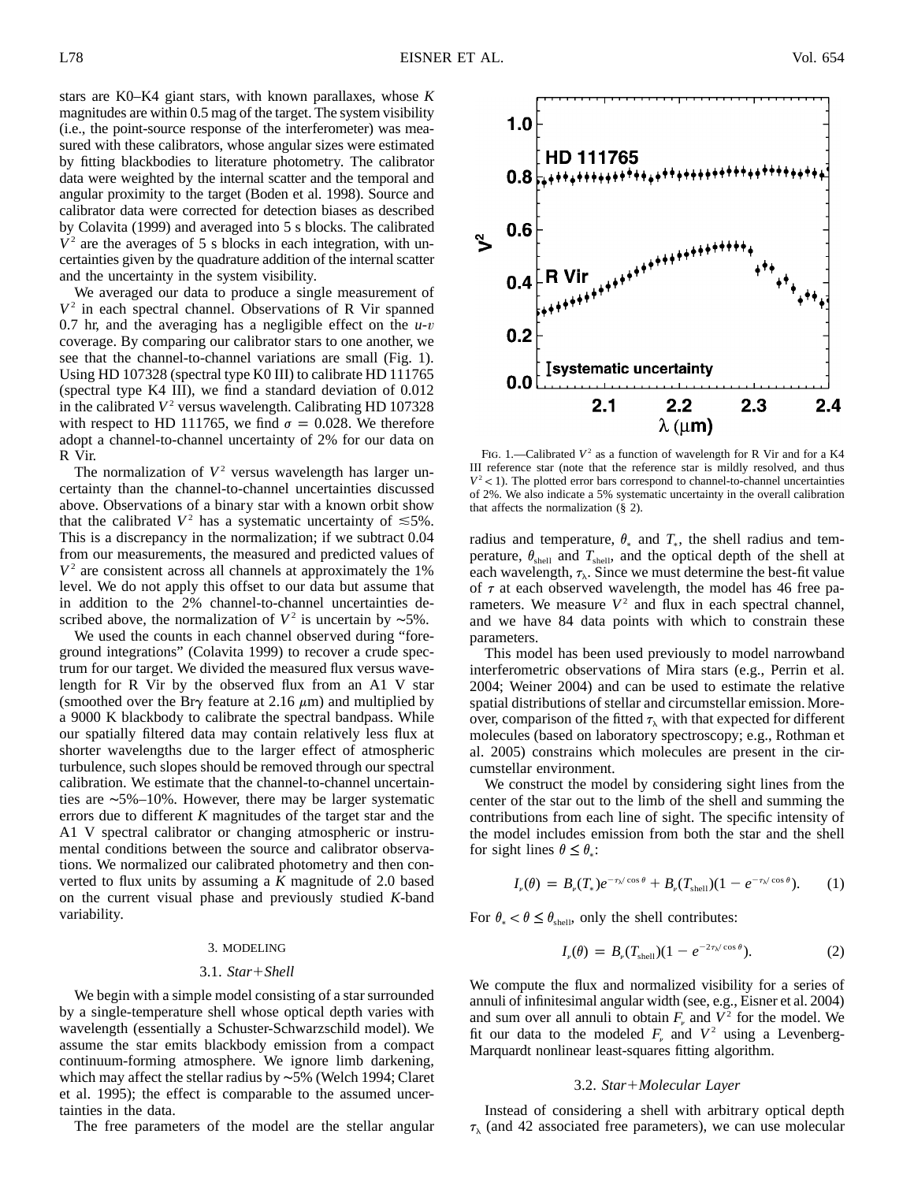stars are K0–K4 giant stars, with known parallaxes, whose *K* magnitudes are within 0.5 mag of the target. The system visibility (i.e., the point-source response of the interferometer) was measured with these calibrators, whose angular sizes were estimated by fitting blackbodies to literature photometry. The calibrator data were weighted by the internal scatter and the temporal and angular proximity to the target (Boden et al. 1998). Source and calibrator data were corrected for detection biases as described by Colavita (1999) and averaged into 5 s blocks. The calibrated $V^2$ are the averages of 5 s blocks in each integration, with uncertainties given by the quadrature addition of the internal scatter and the uncertainty in the system visibility.

We averaged our data to produce a single measurement of $V^2$ in each spectral channel. Observations of R Vir spanned 0.7 hr, and the averaging has a negligible effect on the $u$-$v$ coverage. By comparing our calibrator stars to one another, we see that the channel-to-channel variations are small (Fig. 1). Using HD 107328 (spectral type K0 III) to calibrate HD 111765 (spectral type K4 III), we find a standard deviation of 0.012 in the calibrated $V^2$ versus wavelength. Calibrating HD 107328 with respect to HD 111765, we find $\sigma = 0.028$. We therefore adopt a channel-to-channel uncertainty of 2% for our data on R Vir.

The normalization of $V^2$ versus wavelength has larger uncertainty than the channel-to-channel uncertainties discussed above. Observations of a binary star with a known orbit show that the calibrated $V^2$ has a systematic uncertainty of $\lesssim$5%. This is a discrepancy in the normalization; if we subtract 0.04 from our measurements, the measured and predicted values of $V^2$ are consistent across all channels at approximately the 1% level. We do not apply this offset to our data but assume that in addition to the 2% channel-to-channel uncertainties described above, the normalization of $V^2$ is uncertain by ~5%.

We used the counts in each channel observed during "foreground integrations" (Colavita 1999) to recover a crude spectrum for our target. We divided the measured flux versus wavelength for R Vir by the observed flux from an A1 V star (smoothed over the Br$\gamma$ feature at 2.16 $\mu$m) and multiplied by a 9000 K blackbody to calibrate the spectral bandpass. While our spatially filtered data may contain relatively less flux at shorter wavelengths due to the larger effect of atmospheric turbulence, such slopes should be removed through our spectral calibration. We estimate that the channel-to-channel uncertainties are ~5%–10%. However, there may be larger systematic errors due to different *K* magnitudes of the target star and the A1 V spectral calibrator or changing atmospheric or instrumental conditions between the source and calibrator observations. We normalized our calibrated photometry and then converted to flux units by assuming a *K* magnitude of 2.0 based on the current visual phase and previously studied *K*-band variability.

Fig. 1.—Calibrated $V^2$ as a function of wavelength for R Vir and for a K4 III reference star (note that the reference star is mildly resolved, and thus $V^2 < 1$). The plotted error bars correspond to channel-to-channel uncertainties of 2%. We also indicate a 5% systematic uncertainty in the overall calibration that affects the normalization (§ 2).

## 3. MODELING

### 3.1. *Star+Shell*

We begin with a simple model consisting of a star surrounded by a single-temperature shell whose optical depth varies with wavelength (essentially a Schuster-Schwarzschild model). We assume the star emits blackbody emission from a compact continuum-forming atmosphere. We ignore limb darkening, which may affect the stellar radius by ~5% (Welch 1994; Claret et al. 1995); the effect is comparable to the assumed uncertainties in the data.

The free parameters of the model are the stellar angular radius and temperature, $\theta_*$ and $T_*$, the shell radius and temperature, $\theta_{\rm shell}$ and $T_{\rm shell}$, and the optical depth of the shell at each wavelength, $\tau_\lambda$. Since we must determine the best-fit value of $\tau$ at each observed wavelength, the model has 46 free parameters. We measure $V^2$ and flux in each spectral channel, and we have 84 data points with which to constrain these parameters.

This model has been used previously to model narrowband interferometric observations of Mira stars (e.g., Perrin et al. 2004; Weiner 2004) and can be used to estimate the relative spatial distributions of stellar and circumstellar emission. Moreover, comparison of the fitted $\tau_\lambda$ with that expected for different molecules (based on laboratory spectroscopy; e.g., Rothman et al. 2005) constrains which molecules are present in the circumstellar environment.

We construct the model by considering sight lines from the center of the star out to the limb of the shell and summing the contributions from each line of sight. The specific intensity of the model includes emission from both the star and the shell for sight lines $\theta \leq \theta_*$:

$$I_\nu(\theta) = B_\nu(T_*)e^{-\tau_\lambda/\cos\theta} + B_\nu(T_{\rm shell})(1 - e^{-\tau_\lambda/\cos\theta}). \qquad (1)$$

For $\theta_* < \theta \leq \theta_{\rm shell}$, only the shell contributes:

$$I_\nu(\theta) = B_\nu(T_{\rm shell})(1 - e^{-2\tau_\lambda/\cos\theta}). \qquad (2)$$

We compute the flux and normalized visibility for a series of annuli of infinitesimal angular width (see, e.g., Eisner et al. 2004) and sum over all annuli to obtain $F_\nu$ and $V^2$ for the model. We fit our data to the modeled $F_\nu$ and $V^2$ using a Levenberg-Marquardt nonlinear least-squares fitting algorithm.

### 3.2. *Star+Molecular Layer*

Instead of considering a shell with arbitrary optical depth $\tau_\lambda$ (and 42 associated free parameters), we can use molecular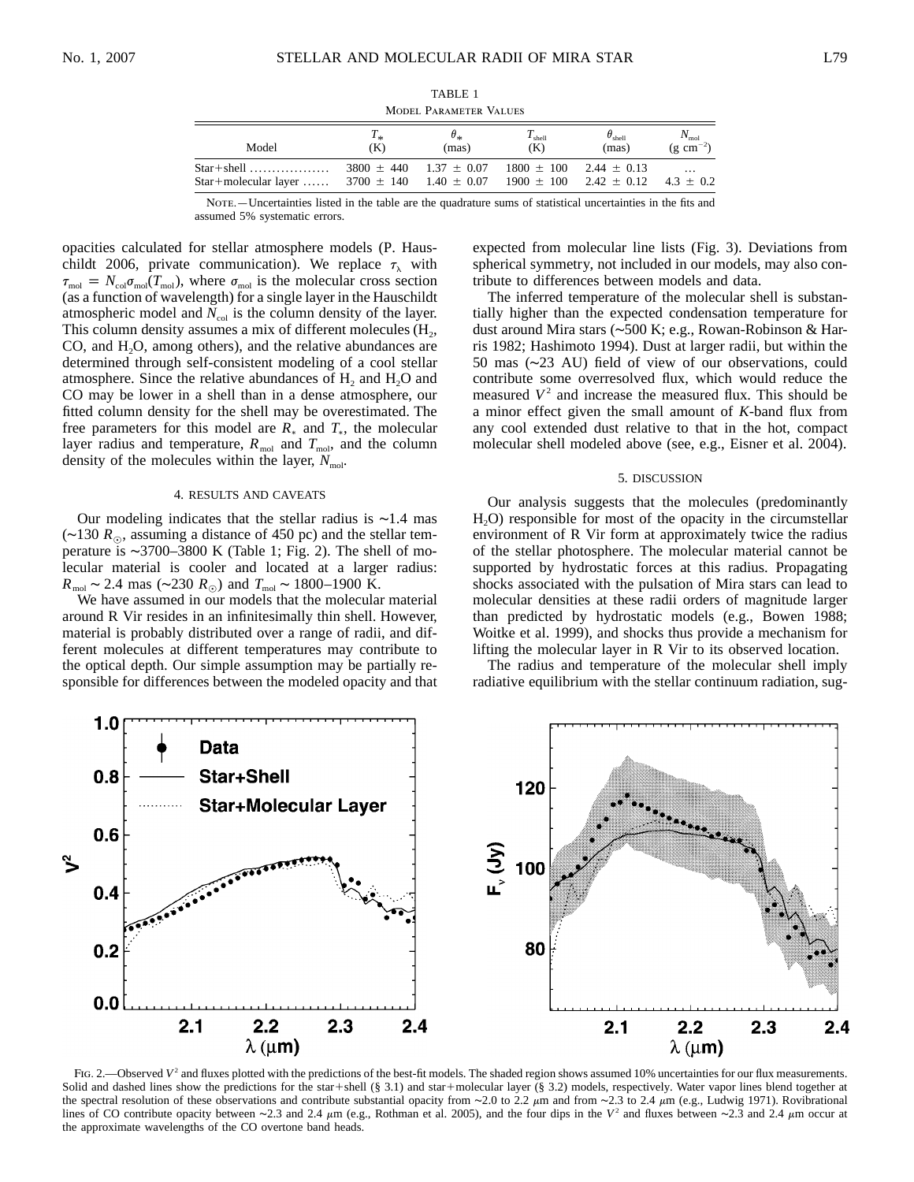TABLE 1

Model Parameter Values

| Model | $T_*$ (K) | $\theta_*$ (mas) | $T_{\rm shell}$ (K) | $\theta_{\rm shell}$ (mas) | $N_{\rm mol}$ (g cm$^{-2}$) |
|---|---|---|---|---|---|
| Star+shell ................. | 3800 ± 440 | 1.37 ± 0.07 | 1800 ± 100 | 2.44 ± 0.13 | ... |
| Star+molecular layer ...... | 3700 ± 140 | 1.40 ± 0.07 | 1900 ± 100 | 2.42 ± 0.12 | 4.3 ± 0.2 |

Note.—Uncertainties listed in the table are the quadrature sums of statistical uncertainties in the fits and assumed 5% systematic errors.

opacities calculated for stellar atmosphere models (P. Hauschildt 2006, private communication). We replace $\tau_\lambda$ with $\tau_{\rm mol} = N_{\rm col}\sigma_{\rm mol}(T_{\rm mol})$, where $\sigma_{\rm mol}$ is the molecular cross section (as a function of wavelength) for a single layer in the Hauschildt atmospheric model and $N_{\rm col}$ is the column density of the layer. This column density assumes a mix of different molecules ($H_2$, CO, and $H_2O$, among others), and the relative abundances are determined through self-consistent modeling of a cool stellar atmosphere. Since the relative abundances of $H_2$ and $H_2O$ and CO may be lower in a shell than in a dense atmosphere, our fitted column density for the shell may be overestimated. The free parameters for this model are $R_*$ and $T_*$, the molecular layer radius and temperature, $R_{\rm mol}$ and $T_{\rm mol}$, and the column density of the molecules within the layer, $N_{\rm mol}$.

## 4. RESULTS AND CAVEATS

Our modeling indicates that the stellar radius is ∼1.4 mas (∼130 $R_\odot$, assuming a distance of 450 pc) and the stellar temperature is ∼3700–3800 K (Table 1; Fig. 2). The shell of molecular material is cooler and located at a larger radius: $R_{\rm mol} \sim 2.4$ mas (∼230 $R_\odot$) and $T_{\rm mol} \sim 1800$–1900 K.

We have assumed in our models that the molecular material around R Vir resides in an infinitesimally thin shell. However, material is probably distributed over a range of radii, and different molecules at different temperatures may contribute to the optical depth. Our simple assumption may be partially responsible for differences between the modeled opacity and that expected from molecular line lists (Fig. 3). Deviations from spherical symmetry, not included in our models, may also contribute to differences between models and data.

The inferred temperature of the molecular shell is substantially higher than the expected condensation temperature for dust around Mira stars (∼500 K; e.g., Rowan-Robinson & Harris 1982; Hashimoto 1994). Dust at larger radii, but within the 50 mas (∼23 AU) field of view of our observations, could contribute some overresolved flux, which would reduce the measured $V^2$ and increase the measured flux. This should be a minor effect given the small amount of *K*-band flux from any cool extended dust relative to that in the hot, compact molecular shell modeled above (see, e.g., Eisner et al. 2004).

## 5. DISCUSSION

Our analysis suggests that the molecules (predominantly $H_2O$) responsible for most of the opacity in the circumstellar environment of R Vir form at approximately twice the radius of the stellar photosphere. The molecular material cannot be supported by hydrostatic forces at this radius. Propagating shocks associated with the pulsation of Mira stars can lead to molecular densities at these radii orders of magnitude larger than predicted by hydrostatic models (e.g., Bowen 1988; Woitke et al. 1999), and shocks thus provide a mechanism for lifting the molecular layer in R Vir to its observed location.

The radius and temperature of the molecular shell imply radiative equilibrium with the stellar continuum radiation, sug-

Fig. 2.—Observed $V^2$ and fluxes plotted with the predictions of the best-fit models. The shaded region shows assumed 10% uncertainties for our flux measurements. Solid and dashed lines show the predictions for the star+shell (§ 3.1) and star+molecular layer (§ 3.2) models, respectively. Water vapor lines blend together at the spectral resolution of these observations and contribute substantial opacity from ∼2.0 to 2.2 μm and from ∼2.3 to 2.4 μm (e.g., Ludwig 1971). Rovibrational lines of CO contribute opacity between ∼2.3 and 2.4 μm (e.g., Rothman et al. 2005), and the four dips in the $V^2$ and fluxes between ∼2.3 and 2.4 μm occur at the approximate wavelengths of the CO overtone band heads.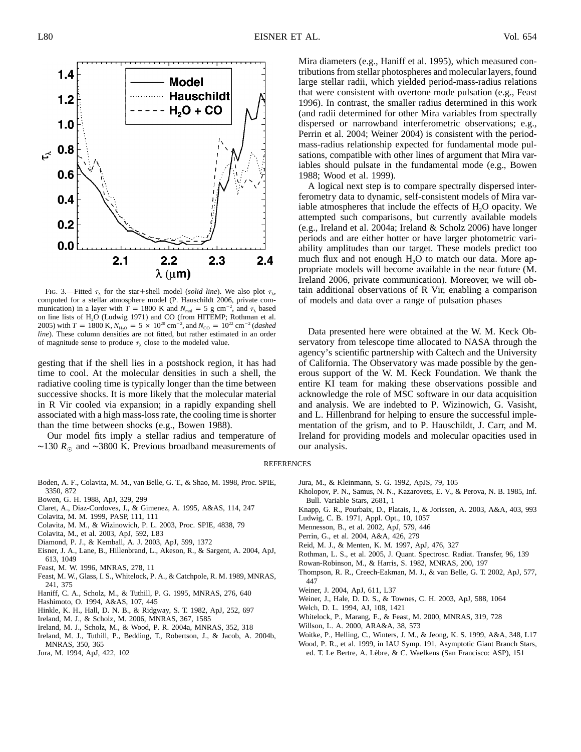1.4
1.2
1.0
0.8
0.6
0.4
0.2
0.0

$\tau_\lambda$

Model
Hauschildt
$H_2O$ + CO

2.1
2.2
2.3
2.4

$\lambda$ ($\mu$m)

FIG. 3.—Fitted $\tau_\lambda$ for the star+shell model (*solid line*). We also plot $\tau_\lambda$, computed for a stellar atmosphere model (P. Hauschildt 2006, private communication) in a layer with $T = 1800$ K and $N_{\rm mol} = 5$ g cm$^{-2}$, and $\tau_\lambda$ based on line lists of $H_2O$ (Ludwig 1971) and CO (from HITEMP; Rothman et al. 2005) with $T = 1800$ K, $N_{\rm H_2O} = 5 \times 10^{20}$ cm$^{-2}$, and $N_{\rm CO} = 10^{22}$ cm$^{-2}$ (*dashed line*). These column densities are not fitted, but rather estimated in an order of magnitude sense to produce $\tau_\lambda$ close to the modeled value.

gesting that if the shell lies in a postshock region, it has had time to cool. At the molecular densities in such a shell, the radiative cooling time is typically longer than the time between successive shocks. It is more likely that the molecular material in R Vir cooled via expansion; in a rapidly expanding shell associated with a high mass-loss rate, the cooling time is shorter than the time between shocks (e.g., Bowen 1988).

Our model fits imply a stellar radius and temperature of $\sim$130 $R_\odot$ and $\sim$3800 K. Previous broadband measurements of Mira diameters (e.g., Haniff et al. 1995), which measured contributions from stellar photospheres and molecular layers, found large stellar radii, which yielded period-mass-radius relations that were consistent with overtone mode pulsation (e.g., Feast 1996). In contrast, the smaller radius determined in this work (and radii determined for other Mira variables from spectrally dispersed or narrowband interferometric observations; e.g., Perrin et al. 2004; Weiner 2004) is consistent with the period-mass-radius relationship expected for fundamental mode pulsations, compatible with other lines of argument that Mira variables should pulsate in the fundamental mode (e.g., Bowen 1988; Wood et al. 1999).

A logical next step is to compare spectrally dispersed interferometry data to dynamic, self-consistent models of Mira variable atmospheres that include the effects of $H_2O$ opacity. We attempted such comparisons, but currently available models (e.g., Ireland et al. 2004a; Ireland & Scholz 2006) have longer periods and are either hotter or have larger photometric variability amplitudes than our target. These models predict too much flux and not enough $H_2O$ to match our data. More appropriate models will become available in the near future (M. Ireland 2006, private communication). Moreover, we will obtain additional observations of R Vir, enabling a comparison of models and data over a range of pulsation phases

Data presented here were obtained at the W. M. Keck Observatory from telescope time allocated to NASA through the agency's scientific partnership with Caltech and the University of California. The Observatory was made possible by the generous support of the W. M. Keck Foundation. We thank the entire KI team for making these observations possible and acknowledge the role of MSC software in our data acquisition and analysis. We are indebted to P. Wizinowich, G. Vasisht, and L. Hillenbrand for helping to ensure the successful implementation of the grism, and to P. Hauschildt, J. Carr, and M. Ireland for providing models and molecular opacities used in our analysis.

## REFERENCES

Boden, A. F., Colavita, M. M., van Belle, G. T., & Shao, M. 1998, Proc. SPIE, 3350, 872
Bowen, G. H. 1988, ApJ, 329, 299
Claret, A., Diaz-Cordoves, J., & Gimenez, A. 1995, A&AS, 114, 247
Colavita, M. M. 1999, PASP, 111, 111
Colavita, M. M., & Wizinowich, P. L. 2003, Proc. SPIE, 4838, 79
Colavita, M., et al. 2003, ApJ, 592, L83
Diamond, P. J., & Kemball, A. J. 2003, ApJ, 599, 1372
Eisner, J. A., Lane, B., Hillenbrand, L., Akeson, R., & Sargent, A. 2004, ApJ, 613, 1049
Feast, M. W. 1996, MNRAS, 278, 11
Feast, M. W., Glass, I. S., Whitelock, P. A., & Catchpole, R. M. 1989, MNRAS, 241, 375
Haniff, C. A., Scholz, M., & Tuthill, P. G. 1995, MNRAS, 276, 640
Hashimoto, O. 1994, A&AS, 107, 445
Hinkle, K. H., Hall, D. N. B., & Ridgway, S. T. 1982, ApJ, 252, 697
Ireland, M. J., & Scholz, M. 2006, MNRAS, 367, 1585
Ireland, M. J., Scholz, M., & Wood, P. R. 2004a, MNRAS, 352, 318
Ireland, M. J., Tuthill, P., Bedding, T., Robertson, J., & Jacob, A. 2004b, MNRAS, 350, 365
Jura, M. 1994, ApJ, 422, 102
Jura, M., & Kleinmann, S. G. 1992, ApJS, 79, 105
Kholopov, P. N., Samus, N. N., Kazarovets, E. V., & Perova, N. B. 1985, Inf. Bull. Variable Stars, 2681, 1
Knapp, G. R., Pourbaix, D., Platais, I., & Jorissen, A. 2003, A&A, 403, 993
Ludwig, C. B. 1971, Appl. Opt., 10, 1057
Mennesson, B., et al. 2002, ApJ, 579, 446
Perrin, G., et al. 2004, A&A, 426, 279
Reid, M. J., & Menten, K. M. 1997, ApJ, 476, 327
Rothman, L. S., et al. 2005, J. Quant. Spectrosc. Radiat. Transfer, 96, 139
Rowan-Robinson, M., & Harris, S. 1982, MNRAS, 200, 197
Thompson, R. R., Creech-Eakman, M. J., & van Belle, G. T. 2002, ApJ, 577, 447
Weiner, J. 2004, ApJ, 611, L37
Weiner, J., Hale, D. D. S., & Townes, C. H. 2003, ApJ, 588, 1064
Welch, D. L. 1994, AJ, 108, 1421
Whitelock, P., Marang, F., & Feast, M. 2000, MNRAS, 319, 728
Willson, L. A. 2000, ARA&A, 38, 573
Woitke, P., Helling, C., Winters, J. M., & Jeong, K. S. 1999, A&A, 348, L17
Wood, P. R., et al. 1999, in IAU Symp. 191, Asymptotic Giant Branch Stars, ed. T. Le Bertre, A. Lèbre, & C. Waelkens (San Francisco: ASP), 151